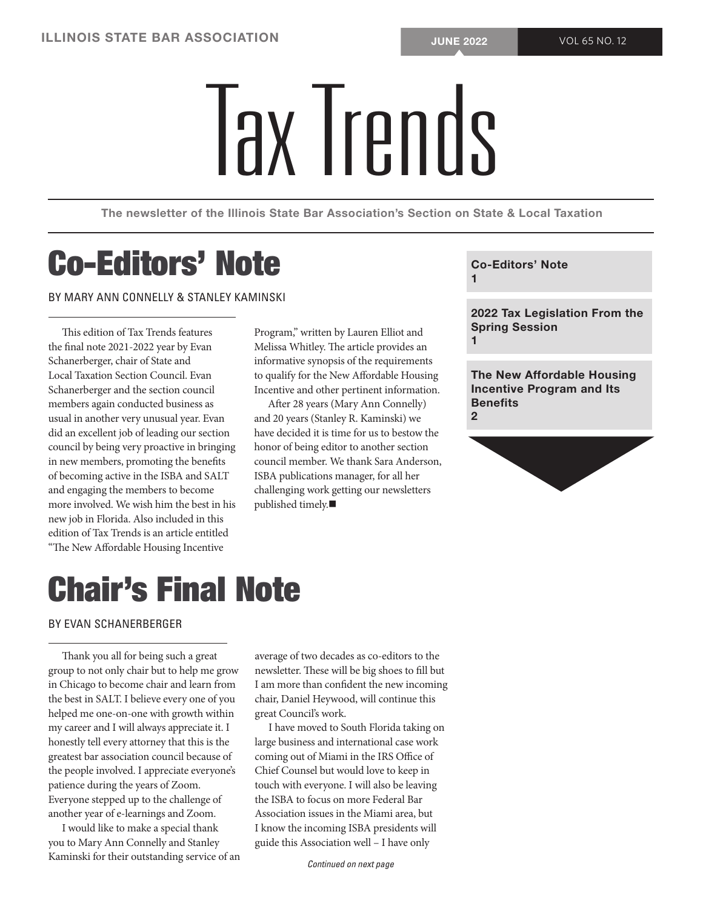# Tax Trends

The newsletter of the Illinois State Bar Association's Section on State & Local Taxation

**Co-Editors' Note**
1

**2022 Tax Legislation From the Spring Session**
1

**The New Affordable Housing Incentive Program and Its Benefits**
2

## Co-Editors' Note

BY MARY ANN CONNELLY & STANLEY KAMINSKI

This edition of Tax Trends features the final note 2021-2022 year by Evan Schanerberger, chair of State and Local Taxation Section Council. Evan Schanerberger and the section council members again conducted business as usual in another very unusual year. Evan did an excellent job of leading our section council by being very proactive in bringing in new members, promoting the benefits of becoming active in the ISBA and SALT and engaging the members to become more involved. We wish him the best in his new job in Florida. Also included in this edition of Tax Trends is an article entitled "The New Affordable Housing Incentive Program," written by Lauren Elliot and Melissa Whitley. The article provides an informative synopsis of the requirements to qualify for the New Affordable Housing Incentive and other pertinent information.

After 28 years (Mary Ann Connelly) and 20 years (Stanley R. Kaminski) we have decided it is time for us to bestow the honor of being editor to another section council member. We thank Sara Anderson, ISBA publications manager, for all her challenging work getting our newsletters published timely.■

## Chair's Final Note

BY EVAN SCHANERBERGER

Thank you all for being such a great group to not only chair but to help me grow in Chicago to become chair and learn from the best in SALT. I believe every one of you helped me one-on-one with growth within my career and I will always appreciate it. I honestly tell every attorney that this is the greatest bar association council because of the people involved. I appreciate everyone's patience during the years of Zoom. Everyone stepped up to the challenge of another year of e-learnings and Zoom.

I would like to make a special thank you to Mary Ann Connelly and Stanley Kaminski for their outstanding service of an average of two decades as co-editors to the newsletter. These will be big shoes to fill but I am more than confident the new incoming chair, Daniel Heywood, will continue this great Council's work.

I have moved to South Florida taking on large business and international case work coming out of Miami in the IRS Office of Chief Counsel but would love to keep in touch with everyone. I will also be leaving the ISBA to focus on more Federal Bar Association issues in the Miami area, but I know the incoming ISBA presidents will guide this Association well – I have only

*Continued on next page*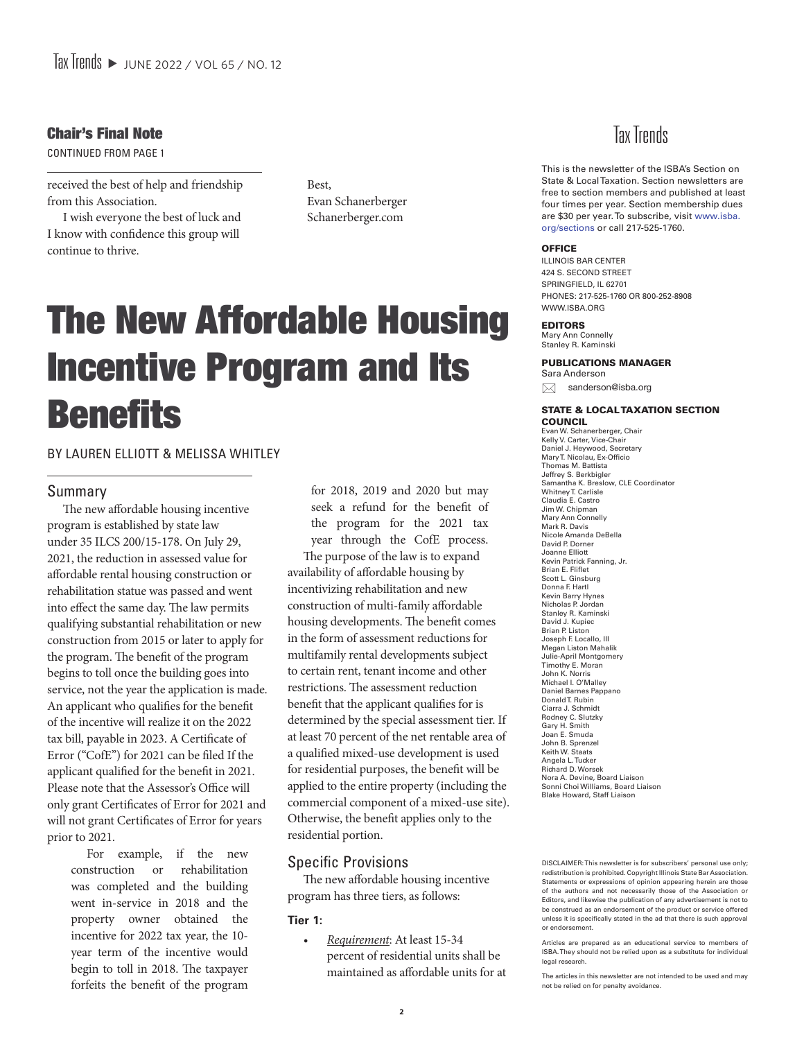## Chair's Final Note

CONTINUED FROM PAGE 1

received the best of help and friendship from this Association.

I wish everyone the best of luck and I know with confidence this group will continue to thrive.

Best,
Evan Schanerberger
Schanerberger.com

# The New Affordable Housing Incentive Program and Its Benefits

BY LAUREN ELLIOTT & MELISSA WHITLEY

## Summary

The new affordable housing incentive program is established by state law under 35 ILCS 200/15-178. On July 29, 2021, the reduction in assessed value for affordable rental housing construction or rehabilitation statue was passed and went into effect the same day. The law permits qualifying substantial rehabilitation or new construction from 2015 or later to apply for the program. The benefit of the program begins to toll once the building goes into service, not the year the application is made. An applicant who qualifies for the benefit of the incentive will realize it on the 2022 tax bill, payable in 2023. A Certificate of Error ("CofE") for 2021 can be filed If the applicant qualified for the benefit in 2021. Please note that the Assessor's Office will only grant Certificates of Error for 2021 and will not grant Certificates of Error for years prior to 2021.

> For example, if the new construction or rehabilitation was completed and the building went in-service in 2018 and the property owner obtained the incentive for 2022 tax year, the 10-year term of the incentive would begin to toll in 2018. The taxpayer forfeits the benefit of the program for 2018, 2019 and 2020 but may seek a refund for the benefit of the program for the 2021 tax year through the CofE process.

The purpose of the law is to expand availability of affordable housing by incentivizing rehabilitation and new construction of multi-family affordable housing developments. The benefit comes in the form of assessment reductions for multifamily rental developments subject to certain rent, tenant income and other restrictions. The assessment reduction benefit that the applicant qualifies for is determined by the special assessment tier. If at least 70 percent of the net rentable area of a qualified mixed-use development is used for residential purposes, the benefit will be applied to the entire property (including the commercial component of a mixed-use site). Otherwise, the benefit applies only to the residential portion.

## Specific Provisions

The new affordable housing incentive program has three tiers, as follows:

**Tier 1:**

- *Requirement*: At least 15-34 percent of residential units shall be maintained as affordable units for at

---

# Tax Trends

This is the newsletter of the ISBA's Section on State & Local Taxation. Section newsletters are free to section members and published at least four times per year. Section membership dues are $30 per year. To subscribe, visit www.isba.org/sections or call 217-525-1760.

**OFFICE**

ILLINOIS BAR CENTER
424 S. SECOND STREET
SPRINGFIELD, IL 62701
PHONES: 217-525-1760 OR 800-252-8908
WWW.ISBA.ORG

**EDITORS**

Mary Ann Connelly
Stanley R. Kaminski

**PUBLICATIONS MANAGER**

Sara Anderson
sanderson@isba.org

**STATE & LOCAL TAXATION SECTION COUNCIL**

Evan W. Schanerberger, Chair
Kelly V. Carter, Vice-Chair
Daniel J. Heywood, Secretary
Mary T. Nicolau, Ex-Officio
Thomas M. Battista
Jeffrey S. Berkbigler
Samantha K. Breslow, CLE Coordinator
Whitney T. Carlisle
Claudia E. Castro
Jim W. Chipman
Mary Ann Connelly
Mark R. Davis
Nicole Amanda DeBella
David P. Dorner
Joanne Elliott
Kevin Patrick Fanning, Jr.
Brian E. Fliflet
Scott L. Ginsburg
Donna F. Hartl
Kevin Barry Hynes
Nicholas P. Jordan
Stanley R. Kaminski
David J. Kupiec
Brian P. Liston
Joseph F. Locallo, III
Megan Liston Mahalik
Julie-April Montgomery
Timothy E. Moran
John K. Norris
Michael I. O'Malley
Daniel Barnes Pappano
Donald T. Rubin
Ciarra J. Schmidt
Rodney C. Slutzky
Gary H. Smith
Joan E. Smuda
John B. Sprenzel
Keith W. Staats
Angela L. Tucker
Richard D. Worsek
Nora A. Devine, Board Liaison
Sonni Choi Williams, Board Liaison
Blake Howard, Staff Liaison

DISCLAIMER: This newsletter is for subscribers' personal use only; redistribution is prohibited. Copyright Illinois State Bar Association. Statements or expressions of opinion appearing herein are those of the authors and not necessarily those of the Association or Editors, and likewise the publication of any advertisement is not to be construed as an endorsement of the product or service offered unless it is specifically stated in the ad that there is such approval or endorsement.

Articles are prepared as an educational service to members of ISBA. They should not be relied upon as a substitute for individual legal research.

The articles in this newsletter are not intended to be used and may not be relied on for penalty avoidance.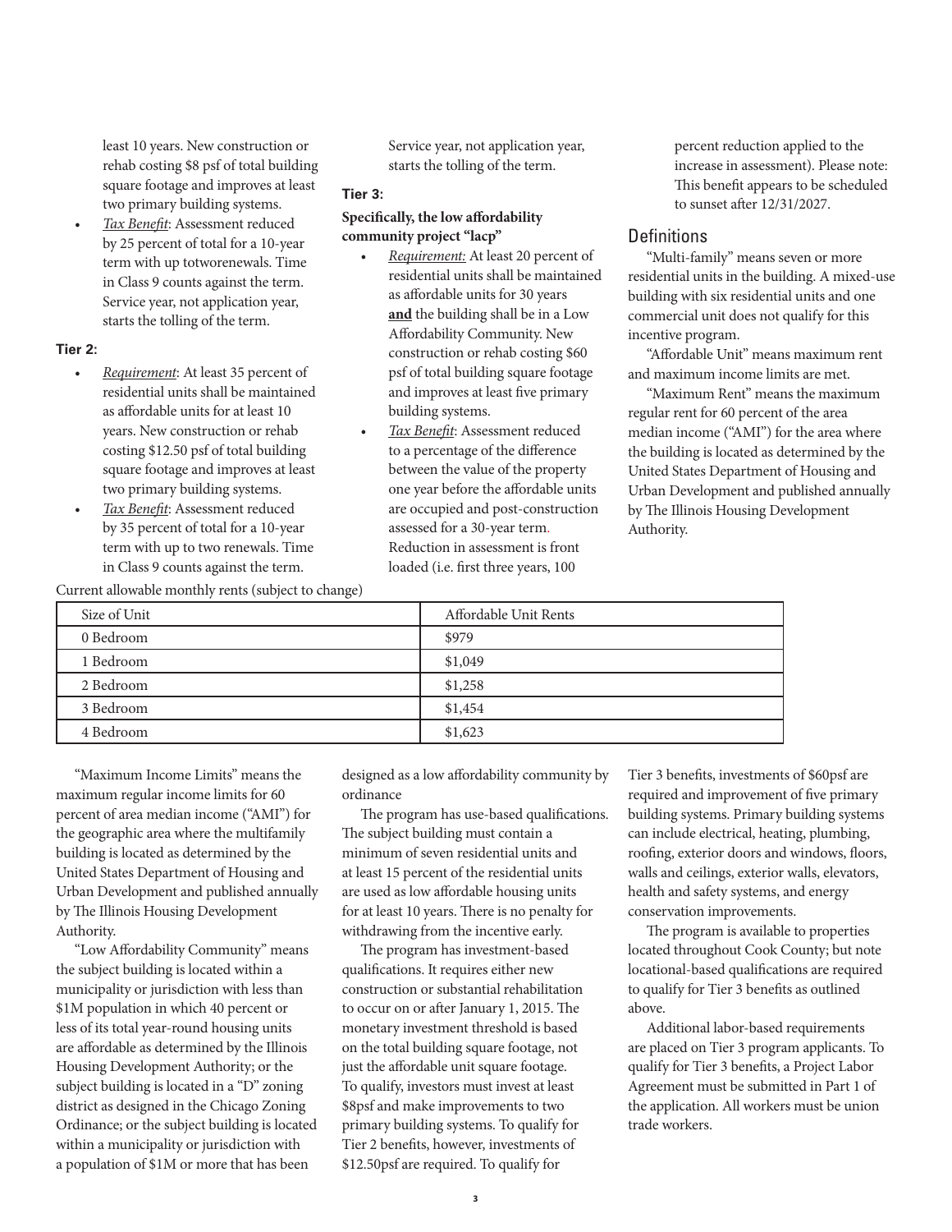least 10 years. New construction or rehab costing $8 psf of total building square footage and improves at least two primary building systems.

- *Tax Benefit*: Assessment reduced by 25 percent of total for a 10-year term with up totworenewals. Time in Class 9 counts against the term. Service year, not application year, starts the tolling of the term.

**Tier 2:**

- *Requirement*: At least 35 percent of residential units shall be maintained as affordable units for at least 10 years. New construction or rehab costing $12.50 psf of total building square footage and improves at least two primary building systems.
- *Tax Benefit*: Assessment reduced by 35 percent of total for a 10-year term with up to two renewals. Time in Class 9 counts against the term. Service year, not application year, starts the tolling of the term.

**Tier 3:**

**Specifically, the low affordability community project "lacp"**

- *Requirement:* At least 20 percent of residential units shall be maintained as affordable units for 30 years **and** the building shall be in a Low Affordability Community. New construction or rehab costing $60 psf of total building square footage and improves at least five primary building systems.
- *Tax Benefit*: Assessment reduced to a percentage of the difference between the value of the property one year before the affordable units are occupied and post-construction assessed for a 30-year term. Reduction in assessment is front loaded (i.e. first three years, 100 percent reduction applied to the increase in assessment). Please note: This benefit appears to be scheduled to sunset after 12/31/2027.

## Definitions

"Multi-family" means seven or more residential units in the building. A mixed-use building with six residential units and one commercial unit does not qualify for this incentive program.

"Affordable Unit" means maximum rent and maximum income limits are met.

"Maximum Rent" means the maximum regular rent for 60 percent of the area median income ("AMI") for the area where the building is located as determined by the United States Department of Housing and Urban Development and published annually by The Illinois Housing Development Authority.

Current allowable monthly rents (subject to change)

| Size of Unit | Affordable Unit Rents |
|---|---|
| 0 Bedroom | $979 |
| 1 Bedroom | $1,049 |
| 2 Bedroom | $1,258 |
| 3 Bedroom | $1,454 |
| 4 Bedroom | $1,623 |

"Maximum Income Limits" means the maximum regular income limits for 60 percent of area median income ("AMI") for the geographic area where the multifamily building is located as determined by the United States Department of Housing and Urban Development and published annually by The Illinois Housing Development Authority.

"Low Affordability Community" means the subject building is located within a municipality or jurisdiction with less than $1M population in which 40 percent or less of its total year-round housing units are affordable as determined by the Illinois Housing Development Authority; or the subject building is located in a "D" zoning district as designed in the Chicago Zoning Ordinance; or the subject building is located within a municipality or jurisdiction with a population of $1M or more that has been designed as a low affordability community by ordinance

The program has use-based qualifications. The subject building must contain a minimum of seven residential units and at least 15 percent of the residential units are used as low affordable housing units for at least 10 years. There is no penalty for withdrawing from the incentive early.

The program has investment-based qualifications. It requires either new construction or substantial rehabilitation to occur on or after January 1, 2015. The monetary investment threshold is based on the total building square footage, not just the affordable unit square footage. To qualify, investors must invest at least $8psf and make improvements to two primary building systems. To qualify for Tier 2 benefits, however, investments of $12.50psf are required. To qualify for Tier 3 benefits, investments of $60psf are required and improvement of five primary building systems. Primary building systems can include electrical, heating, plumbing, roofing, exterior doors and windows, floors, walls and ceilings, exterior walls, elevators, health and safety systems, and energy conservation improvements.

The program is available to properties located throughout Cook County; but note locational-based qualifications are required to qualify for Tier 3 benefits as outlined above.

Additional labor-based requirements are placed on Tier 3 program applicants. To qualify for Tier 3 benefits, a Project Labor Agreement must be submitted in Part 1 of the application. All workers must be union trade workers.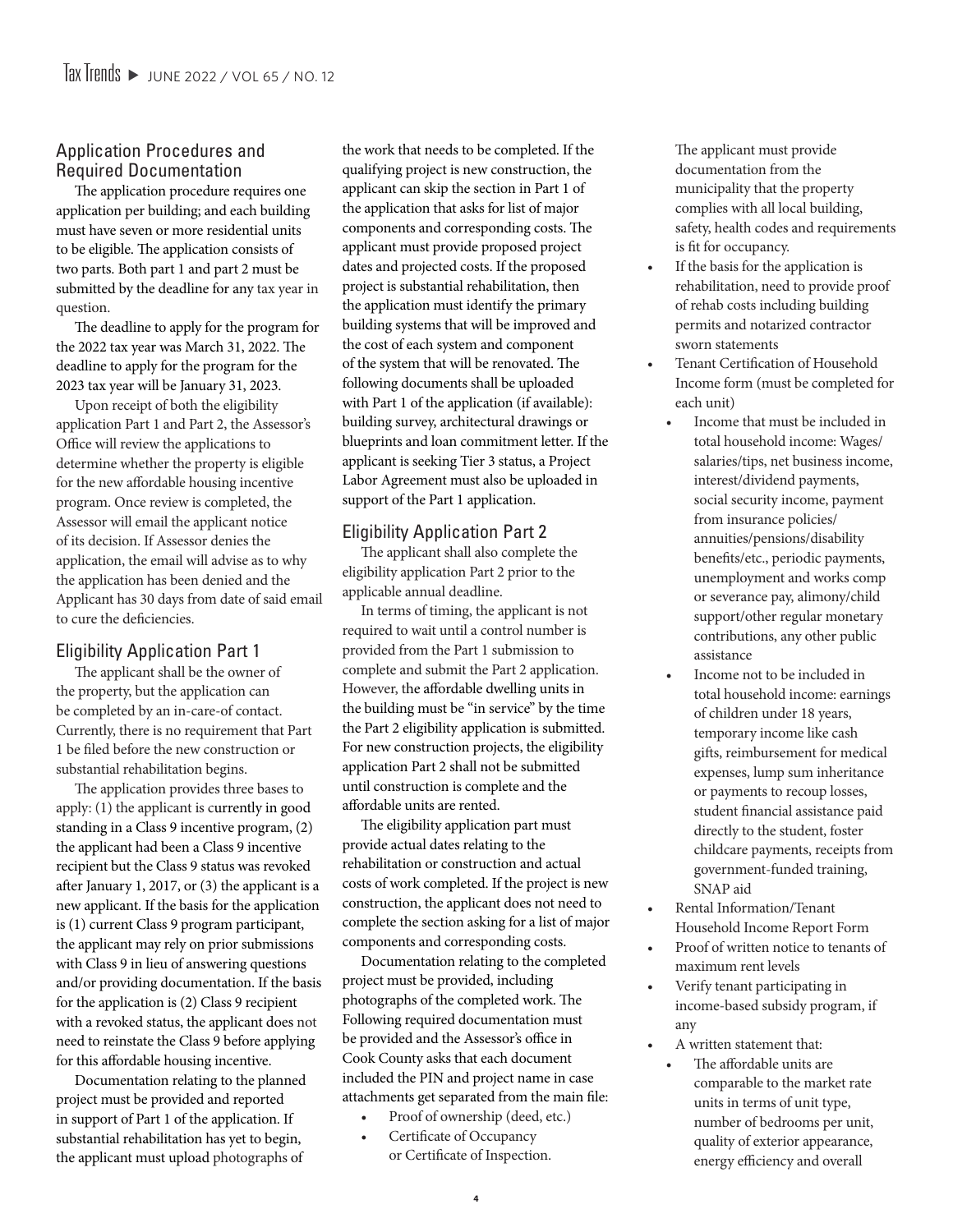## Application Procedures and Required Documentation

The application procedure requires one application per building; and each building must have seven or more residential units to be eligible. The application consists of two parts. Both part 1 and part 2 must be submitted by the deadline for any tax year in question.

The deadline to apply for the program for the 2022 tax year was March 31, 2022. The deadline to apply for the program for the 2023 tax year will be January 31, 2023.

Upon receipt of both the eligibility application Part 1 and Part 2, the Assessor's Office will review the applications to determine whether the property is eligible for the new affordable housing incentive program. Once review is completed, the Assessor will email the applicant notice of its decision. If Assessor denies the application, the email will advise as to why the application has been denied and the Applicant has 30 days from date of said email to cure the deficiencies.

## Eligibility Application Part 1

The applicant shall be the owner of the property, but the application can be completed by an in-care-of contact. Currently, there is no requirement that Part 1 be filed before the new construction or substantial rehabilitation begins.

The application provides three bases to apply: (1) the applicant is currently in good standing in a Class 9 incentive program, (2) the applicant had been a Class 9 incentive recipient but the Class 9 status was revoked after January 1, 2017, or (3) the applicant is a new applicant. If the basis for the application is (1) current Class 9 program participant, the applicant may rely on prior submissions with Class 9 in lieu of answering questions and/or providing documentation. If the basis for the application is (2) Class 9 recipient with a revoked status, the applicant does not need to reinstate the Class 9 before applying for this affordable housing incentive.

Documentation relating to the planned project must be provided and reported in support of Part 1 of the application. If substantial rehabilitation has yet to begin, the applicant must upload photographs of the work that needs to be completed. If the qualifying project is new construction, the applicant can skip the section in Part 1 of the application that asks for list of major components and corresponding costs. The applicant must provide proposed project dates and projected costs. If the proposed project is substantial rehabilitation, then the application must identify the primary building systems that will be improved and the cost of each system and component of the system that will be renovated. The following documents shall be uploaded with Part 1 of the application (if available): building survey, architectural drawings or blueprints and loan commitment letter. If the applicant is seeking Tier 3 status, a Project Labor Agreement must also be uploaded in support of the Part 1 application.

## Eligibility Application Part 2

The applicant shall also complete the eligibility application Part 2 prior to the applicable annual deadline.

In terms of timing, the applicant is not required to wait until a control number is provided from the Part 1 submission to complete and submit the Part 2 application. However, the affordable dwelling units in the building must be "in service" by the time the Part 2 eligibility application is submitted. For new construction projects, the eligibility application Part 2 shall not be submitted until construction is complete and the affordable units are rented.

The eligibility application part must provide actual dates relating to the rehabilitation or construction and actual costs of work completed. If the project is new construction, the applicant does not need to complete the section asking for a list of major components and corresponding costs.

Documentation relating to the completed project must be provided, including photographs of the completed work. The Following required documentation must be provided and the Assessor's office in Cook County asks that each document included the PIN and project name in case attachments get separated from the main file:

- Proof of ownership (deed, etc.)
- Certificate of Occupancy or Certificate of Inspection.

  The applicant must provide documentation from the municipality that the property complies with all local building, safety, health codes and requirements is fit for occupancy.
- If the basis for the application is rehabilitation, need to provide proof of rehab costs including building permits and notarized contractor sworn statements
- Tenant Certification of Household Income form (must be completed for each unit)
  - Income that must be included in total household income: Wages/salaries/tips, net business income, interest/dividend payments, social security income, payment from insurance policies/annuities/pensions/disability benefits/etc., periodic payments, unemployment and works comp or severance pay, alimony/child support/other regular monetary contributions, any other public assistance
  - Income not to be included in total household income: earnings of children under 18 years, temporary income like cash gifts, reimbursement for medical expenses, lump sum inheritance or payments to recoup losses, student financial assistance paid directly to the student, foster childcare payments, receipts from government-funded training, SNAP aid
- Rental Information/Tenant Household Income Report Form
- Proof of written notice to tenants of maximum rent levels
- Verify tenant participating in income-based subsidy program, if any
- A written statement that:
  - The affordable units are comparable to the market rate units in terms of unit type, number of bedrooms per unit, quality of exterior appearance, energy efficiency and overall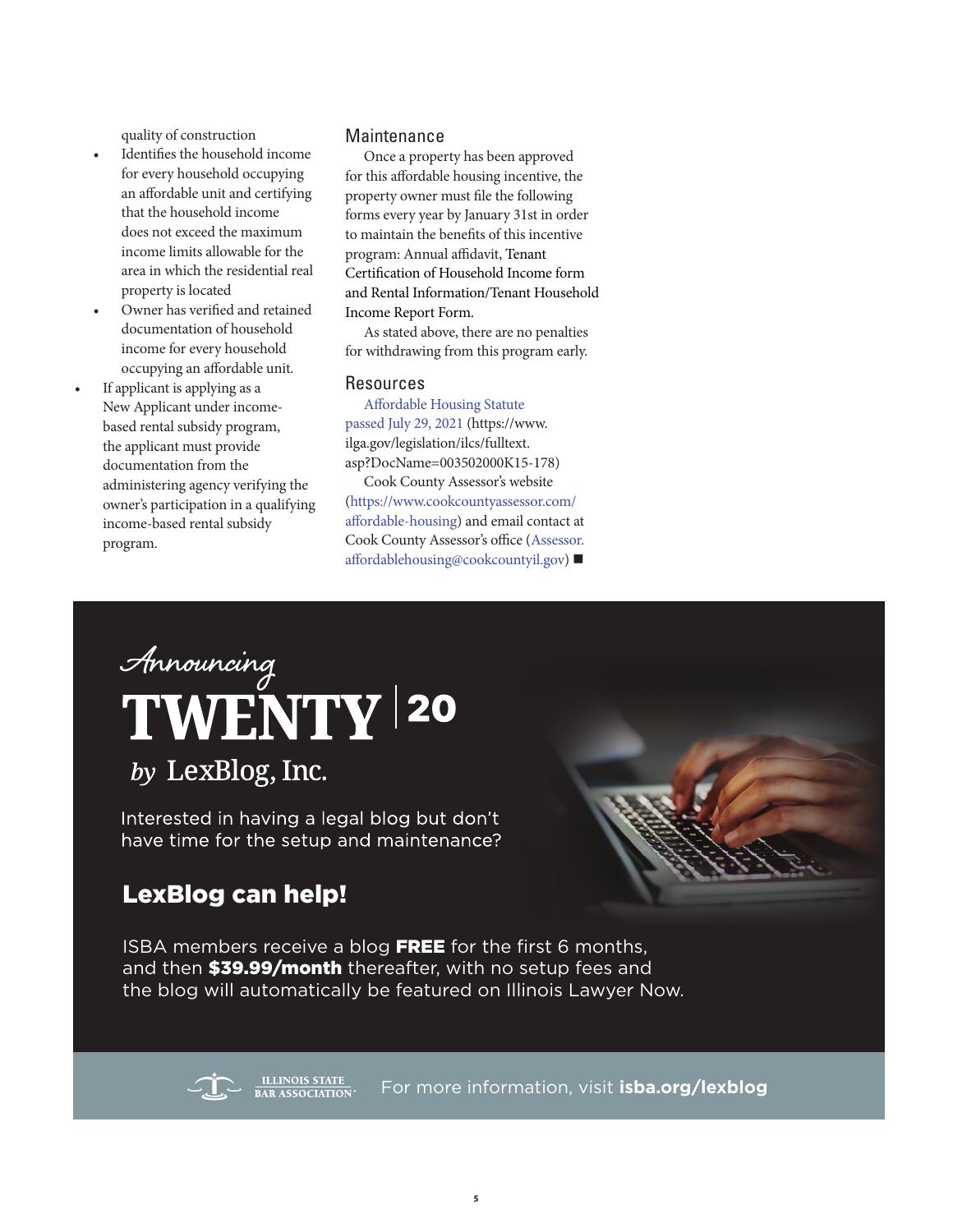quality of construction

- Identifies the household income for every household occupying an affordable unit and certifying that the household income does not exceed the maximum income limits allowable for the area in which the residential real property is located
- Owner has verified and retained documentation of household income for every household occupying an affordable unit.

- If applicant is applying as a New Applicant under income-based rental subsidy program, the applicant must provide documentation from the administering agency verifying the owner's participation in a qualifying income-based rental subsidy program.

## Maintenance

Once a property has been approved for this affordable housing incentive, the property owner must file the following forms every year by January 31st in order to maintain the benefits of this incentive program: Annual affidavit, Tenant Certification of Household Income form and Rental Information/Tenant Household Income Report Form.

As stated above, there are no penalties for withdrawing from this program early.

## Resources

Affordable Housing Statute passed July 29, 2021 (https://www.ilga.gov/legislation/ilcs/fulltext.asp?DocName=003502000K15-178)

Cook County Assessor's website (https://www.cookcountyassessor.com/affordable-housing) and email contact at Cook County Assessor's office (Assessor.affordablehousing@cookcountyil.gov) ■

*Announcing*

# TWENTY | 20

*by* LexBlog, Inc.

Interested in having a legal blog but don't have time for the setup and maintenance?

**LexBlog can help!**

ISBA members receive a blog **FREE** for the first 6 months, and then **$39.99/month** thereafter, with no setup fees and the blog will automatically be featured on Illinois Lawyer Now.

ILLINOIS STATE BAR ASSOCIATION

For more information, visit **isba.org/lexblog**